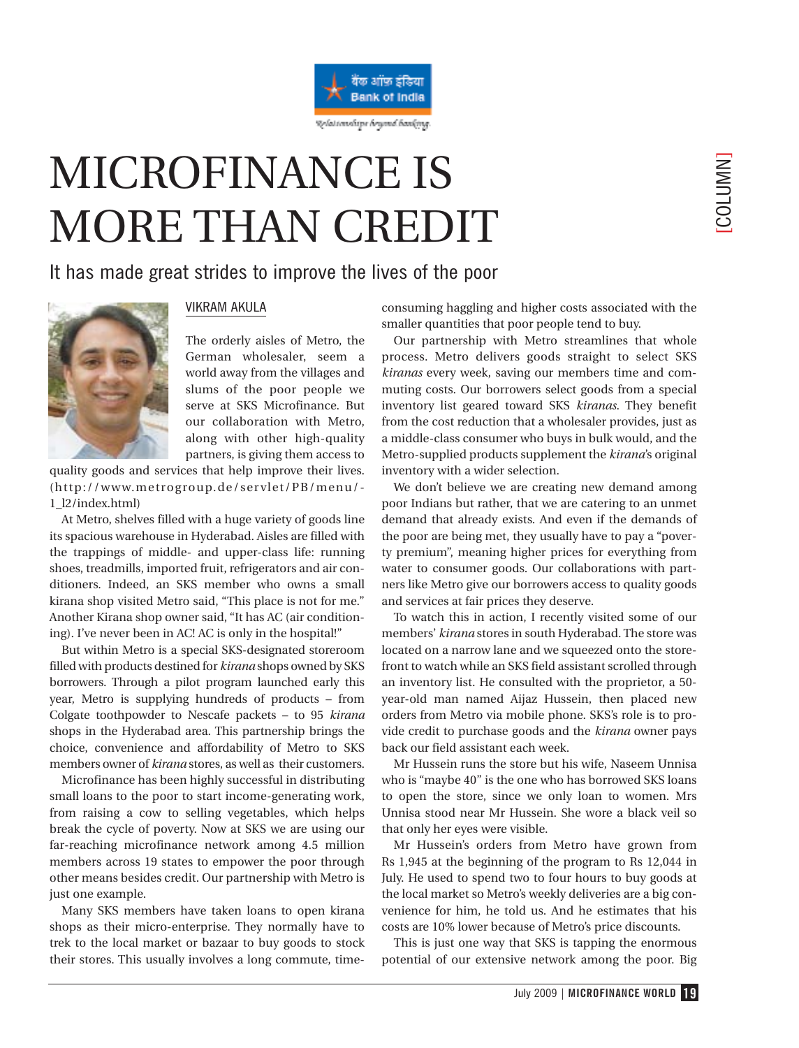# MICROFINANCE IS MORE THAN CREDIT

It has made great strides to improve the lives of the poor

VIKRAM AKULA

The orderly aisles of Metro, the German wholesaler, seem a world away from the villages and slums of the poor people we serve at SKS Microfinance. But our collaboration with Metro, along with other high-quality partners, is giving them access to quality goods and services that help improve their lives. (http://www.metrogroup.de/servlet/PB/menu/-1_l2/index.html)

At Metro, shelves filled with a huge variety of goods line its spacious warehouse in Hyderabad. Aisles are filled with the trappings of middle- and upper-class life: running shoes, treadmills, imported fruit, refrigerators and air conditioners. Indeed, an SKS member who owns a small kirana shop visited Metro said, "This place is not for me." Another Kirana shop owner said, "It has AC (air conditioning). I've never been in AC! AC is only in the hospital!"

But within Metro is a special SKS-designated storeroom filled with products destined for *kirana* shops owned by SKS borrowers. Through a pilot program launched early this year, Metro is supplying hundreds of products – from Colgate toothpowder to Nescafe packets – to 95 *kirana* shops in the Hyderabad area. This partnership brings the choice, convenience and affordability of Metro to SKS members owner of *kirana* stores, as well as their customers.

Microfinance has been highly successful in distributing small loans to the poor to start income-generating work, from raising a cow to selling vegetables, which helps break the cycle of poverty. Now at SKS we are using our far-reaching microfinance network among 4.5 million members across 19 states to empower the poor through other means besides credit. Our partnership with Metro is just one example.

Many SKS members have taken loans to open kirana shops as their micro-enterprise. They normally have to trek to the local market or bazaar to buy goods to stock their stores. This usually involves a long commute, time-consuming haggling and higher costs associated with the smaller quantities that poor people tend to buy.

Our partnership with Metro streamlines that whole process. Metro delivers goods straight to select SKS *kiranas* every week, saving our members time and commuting costs. Our borrowers select goods from a special inventory list geared toward SKS *kiranas*. They benefit from the cost reduction that a wholesaler provides, just as a middle-class consumer who buys in bulk would, and the Metro-supplied products supplement the *kirana*'s original inventory with a wider selection.

We don't believe we are creating new demand among poor Indians but rather, that we are catering to an unmet demand that already exists. And even if the demands of the poor are being met, they usually have to pay a "poverty premium", meaning higher prices for everything from water to consumer goods. Our collaborations with partners like Metro give our borrowers access to quality goods and services at fair prices they deserve.

To watch this in action, I recently visited some of our members' *kirana* stores in south Hyderabad. The store was located on a narrow lane and we squeezed onto the storefront to watch while an SKS field assistant scrolled through an inventory list. He consulted with the proprietor, a 50-year-old man named Aijaz Hussein, then placed new orders from Metro via mobile phone. SKS's role is to provide credit to purchase goods and the *kirana* owner pays back our field assistant each week.

Mr Hussein runs the store but his wife, Naseem Unnisa who is "maybe 40" is the one who has borrowed SKS loans to open the store, since we only loan to women. Mrs Unnisa stood near Mr Hussein. She wore a black veil so that only her eyes were visible.

Mr Hussein's orders from Metro have grown from Rs 1,945 at the beginning of the program to Rs 12,044 in July. He used to spend two to four hours to buy goods at the local market so Metro's weekly deliveries are a big convenience for him, he told us. And he estimates that his costs are 10% lower because of Metro's price discounts.

This is just one way that SKS is tapping the enormous potential of our extensive network among the poor. Big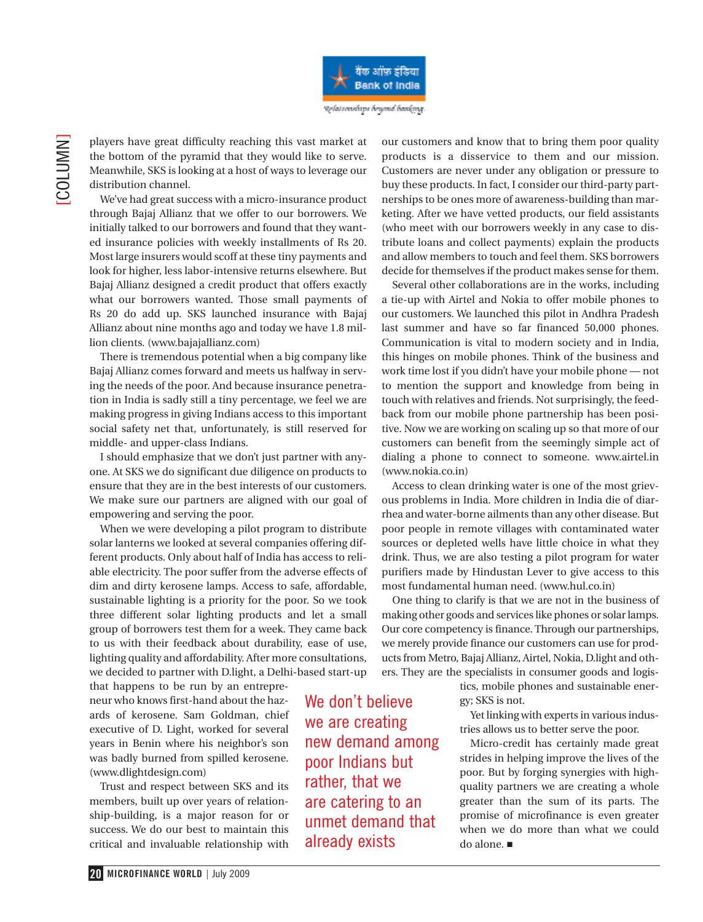players have great difficulty reaching this vast market at the bottom of the pyramid that they would like to serve. Meanwhile, SKS is looking at a host of ways to leverage our distribution channel.

We've had great success with a micro-insurance product through Bajaj Allianz that we offer to our borrowers. We initially talked to our borrowers and found that they wanted insurance policies with weekly installments of Rs 20. Most large insurers would scoff at these tiny payments and look for higher, less labor-intensive returns elsewhere. But Bajaj Allianz designed a credit product that offers exactly what our borrowers wanted. Those small payments of Rs 20 do add up. SKS launched insurance with Bajaj Allianz about nine months ago and today we have 1.8 million clients. (www.bajajallianz.com)

There is tremendous potential when a big company like Bajaj Allianz comes forward and meets us halfway in serving the needs of the poor. And because insurance penetration in India is sadly still a tiny percentage, we feel we are making progress in giving Indians access to this important social safety net that, unfortunately, is still reserved for middle- and upper-class Indians.

I should emphasize that we don't just partner with anyone. At SKS we do significant due diligence on products to ensure that they are in the best interests of our customers. We make sure our partners are aligned with our goal of empowering and serving the poor.

When we were developing a pilot program to distribute solar lanterns we looked at several companies offering different products. Only about half of India has access to reliable electricity. The poor suffer from the adverse effects of dim and dirty kerosene lamps. Access to safe, affordable, sustainable lighting is a priority for the poor. So we took three different solar lighting products and let a small group of borrowers test them for a week. They came back to us with their feedback about durability, ease of use, lighting quality and affordability. After more consultations, we decided to partner with D.light, a Delhi-based start-up that happens to be run by an entrepreneur who knows first-hand about the hazards of kerosene. Sam Goldman, chief executive of D. Light, worked for several years in Benin where his neighbor's son was badly burned from spilled kerosene. (www.dlightdesign.com)

Trust and respect between SKS and its members, built up over years of relationship-building, is a major reason for or success. We do our best to maintain this critical and invaluable relationship with our customers and know that to bring them poor quality products is a disservice to them and our mission. Customers are never under any obligation or pressure to buy these products. In fact, I consider our third-party partnerships to be ones more of awareness-building than marketing. After we have vetted products, our field assistants (who meet with our borrowers weekly in any case to distribute loans and collect payments) explain the products and allow members to touch and feel them. SKS borrowers decide for themselves if the product makes sense for them.

Several other collaborations are in the works, including a tie-up with Airtel and Nokia to offer mobile phones to our customers. We launched this pilot in Andhra Pradesh last summer and have so far financed 50,000 phones. Communication is vital to modern society and in India, this hinges on mobile phones. Think of the business and work time lost if you didn't have your mobile phone — not to mention the support and knowledge from being in touch with relatives and friends. Not surprisingly, the feedback from our mobile phone partnership has been positive. Now we are working on scaling up so that more of our customers can benefit from the seemingly simple act of dialing a phone to connect to someone. www.airtel.in (www.nokia.co.in)

Access to clean drinking water is one of the most grievous problems in India. More children in India die of diarrhea and water-borne ailments than any other disease. But poor people in remote villages with contaminated water sources or depleted wells have little choice in what they drink. Thus, we are also testing a pilot program for water purifiers made by Hindustan Lever to give access to this most fundamental human need. (www.hul.co.in)

One thing to clarify is that we are not in the business of making other goods and services like phones or solar lamps. Our core competency is finance. Through our partnerships, we merely provide finance our customers can use for products from Metro, Bajaj Allianz, Airtel, Nokia, D.light and others. They are the specialists in consumer goods and logistics, mobile phones and sustainable energy; SKS is not.

Yet linking with experts in various industries allows us to better serve the poor.

Micro-credit has certainly made great strides in helping improve the lives of the poor. But by forging synergies with high-quality partners we are creating a whole greater than the sum of its parts. The promise of microfinance is even greater when we do more than what we could do alone. ■

> We don't believe we are creating new demand among poor Indians but rather, that we are catering to an unmet demand that already exists